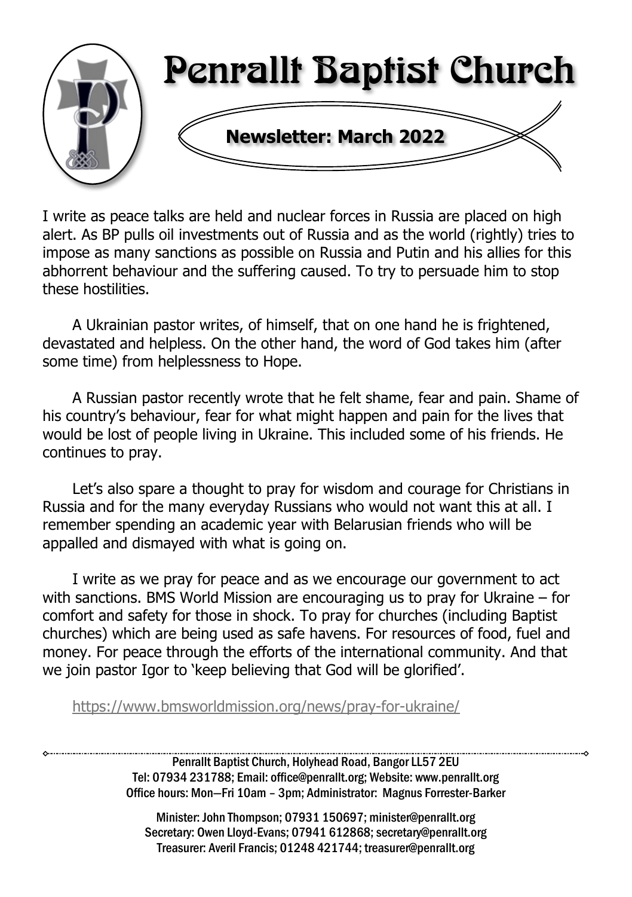# Penrallt Baptist Church

## Newsletter: March 2022

I write as peace talks are held and nuclear forces in Russia are placed on high alert. As BP pulls oil investments out of Russia and as the world (rightly) tries to impose as many sanctions as possible on Russia and Putin and his allies for this abhorrent behaviour and the suffering caused. To try to persuade him to stop these hostilities.

A Ukrainian pastor writes, of himself, that on one hand he is frightened, devastated and helpless. On the other hand, the word of God takes him (after some time) from helplessness to Hope.

A Russian pastor recently wrote that he felt shame, fear and pain. Shame of his country's behaviour, fear for what might happen and pain for the lives that would be lost of people living in Ukraine. This included some of his friends. He continues to pray.

Let's also spare a thought to pray for wisdom and courage for Christians in Russia and for the many everyday Russians who would not want this at all. I remember spending an academic year with Belarusian friends who will be appalled and dismayed with what is going on.

I write as we pray for peace and as we encourage our government to act with sanctions. BMS World Mission are encouraging us to pray for Ukraine – for comfort and safety for those in shock. To pray for churches (including Baptist churches) which are being used as safe havens. For resources of food, fuel and money. For peace through the efforts of the international community. And that we join pastor Igor to 'keep believing that God will be glorified'.

https://www.bmsworldmission.org/news/pray-for-ukraine/

---

Penrallt Baptist Church, Holyhead Road, Bangor LL57 2EU
Tel: 07934 231788; Email: office@penrallt.org; Website: www.penrallt.org
Office hours: Mon—Fri 10am – 3pm; Administrator: Magnus Forrester-Barker

Minister: John Thompson; 07931 150697; minister@penrallt.org
Secretary: Owen Lloyd-Evans; 07941 612868; secretary@penrallt.org
Treasurer: Averil Francis; 01248 421744; treasurer@penrallt.org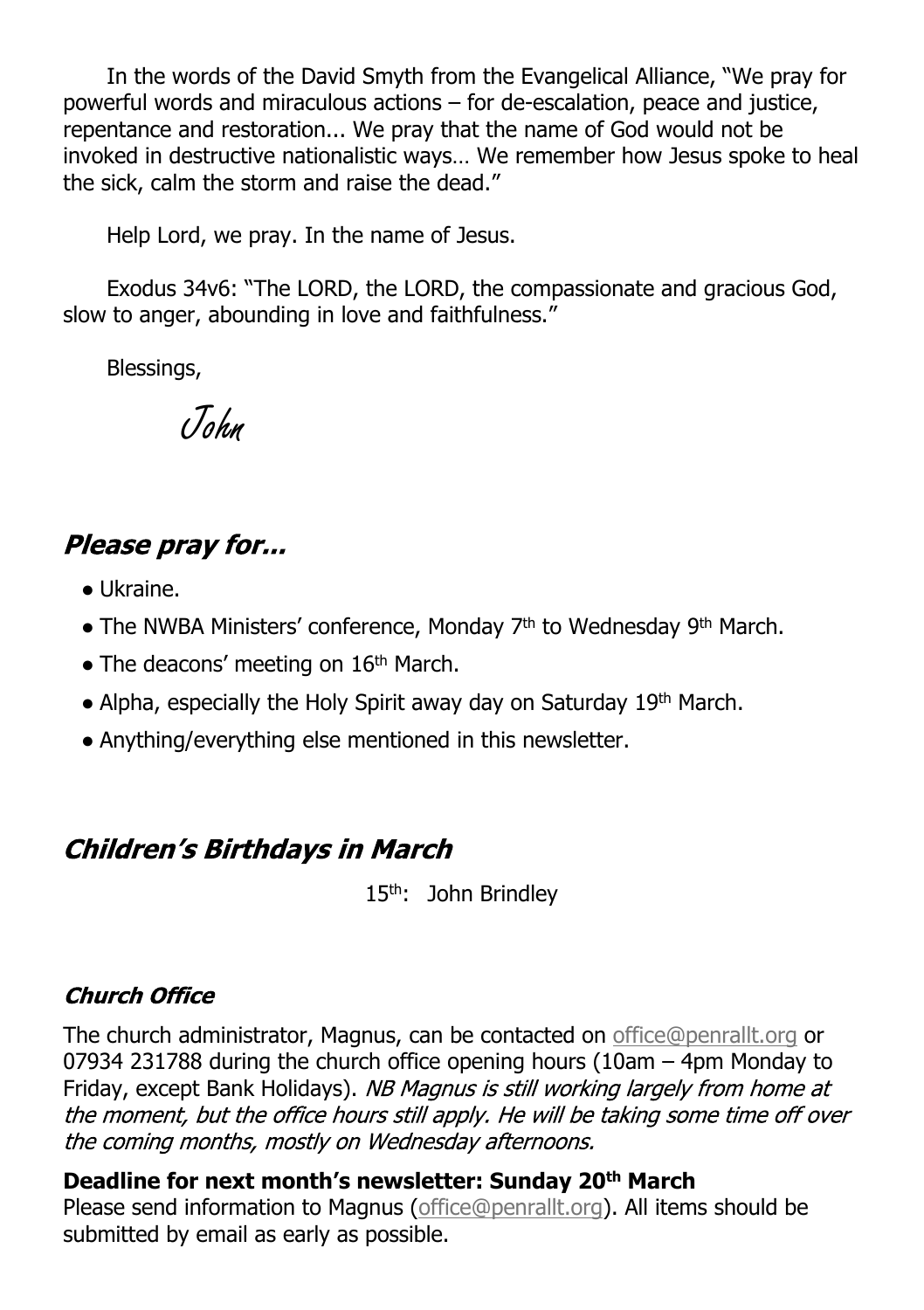In the words of the David Smyth from the Evangelical Alliance, "We pray for powerful words and miraculous actions – for de-escalation, peace and justice, repentance and restoration... We pray that the name of God would not be invoked in destructive nationalistic ways… We remember how Jesus spoke to heal the sick, calm the storm and raise the dead."

Help Lord, we pray. In the name of Jesus.

Exodus 34v6: "The LORD, the LORD, the compassionate and gracious God, slow to anger, abounding in love and faithfulness."

Blessings,

*John*

## *Please pray for...*

- Ukraine.
- The NWBA Ministers' conference, Monday 7th to Wednesday 9th March.
- The deacons' meeting on 16th March.
- Alpha, especially the Holy Spirit away day on Saturday 19th March.
- Anything/everything else mentioned in this newsletter.

## *Children's Birthdays in March*

15th: John Brindley

### *Church Office*

The church administrator, Magnus, can be contacted on office@penrallt.org or 07934 231788 during the church office opening hours (10am – 4pm Monday to Friday, except Bank Holidays). *NB Magnus is still working largely from home at the moment, but the office hours still apply. He will be taking some time off over the coming months, mostly on Wednesday afternoons.*

**Deadline for next month's newsletter: Sunday 20th March**
Please send information to Magnus (office@penrallt.org). All items should be submitted by email as early as possible.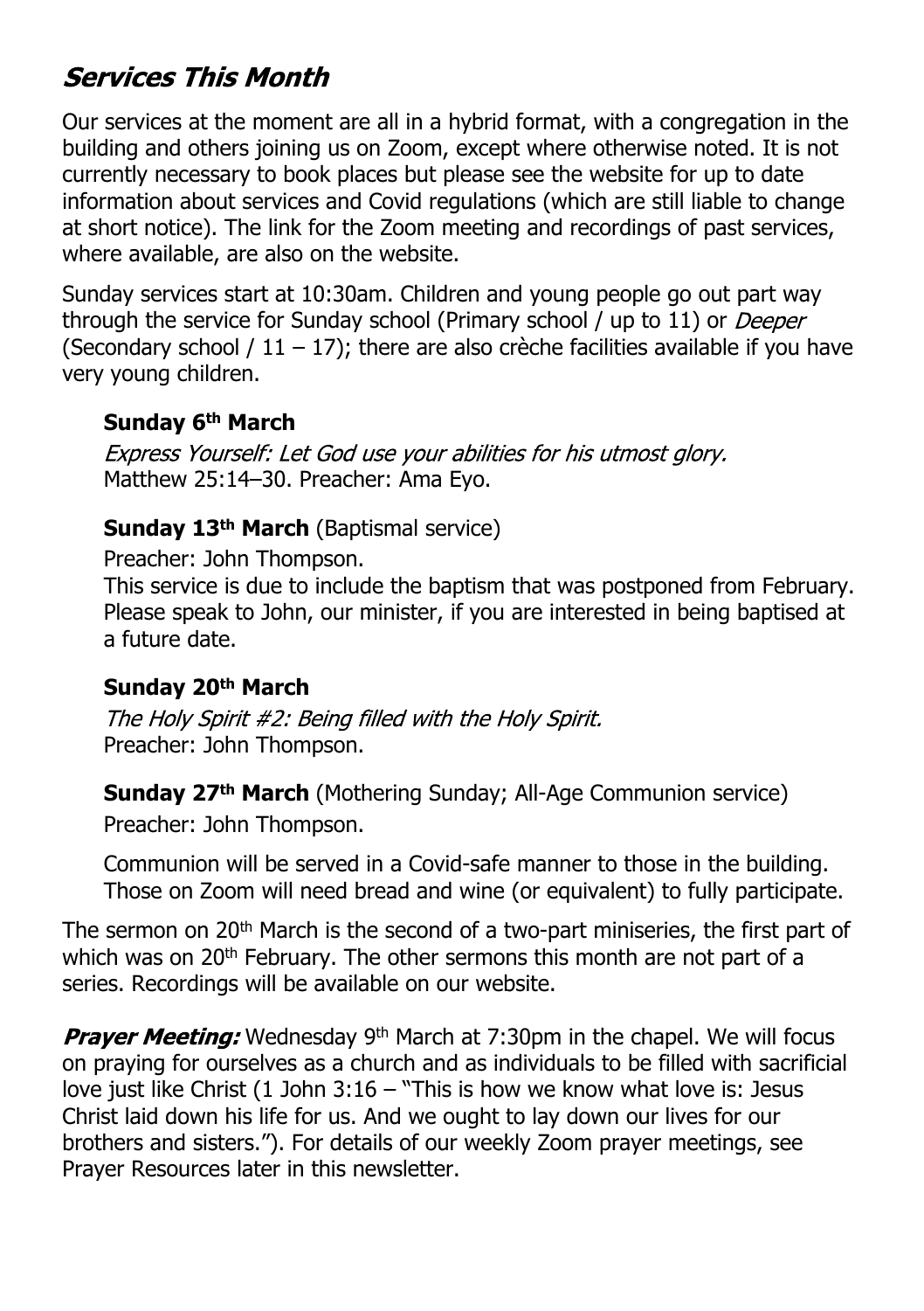## *Services This Month*

Our services at the moment are all in a hybrid format, with a congregation in the building and others joining us on Zoom, except where otherwise noted. It is not currently necessary to book places but please see the website for up to date information about services and Covid regulations (which are still liable to change at short notice). The link for the Zoom meeting and recordings of past services, where available, are also on the website.

Sunday services start at 10:30am. Children and young people go out part way through the service for Sunday school (Primary school / up to 11) or *Deeper* (Secondary school / 11 – 17); there are also crèche facilities available if you have very young children.

**Sunday 6th March**

*Express Yourself: Let God use your abilities for his utmost glory.*
Matthew 25:14–30. Preacher: Ama Eyo.

**Sunday 13th March** (Baptismal service)

Preacher: John Thompson.
This service is due to include the baptism that was postponed from February. Please speak to John, our minister, if you are interested in being baptised at a future date.

**Sunday 20th March**

*The Holy Spirit #2: Being filled with the Holy Spirit.*
Preacher: John Thompson.

**Sunday 27th March** (Mothering Sunday; All-Age Communion service)

Preacher: John Thompson.

Communion will be served in a Covid-safe manner to those in the building. Those on Zoom will need bread and wine (or equivalent) to fully participate.

The sermon on 20th March is the second of a two-part miniseries, the first part of which was on 20th February. The other sermons this month are not part of a series. Recordings will be available on our website.

***Prayer Meeting:*** Wednesday 9th March at 7:30pm in the chapel. We will focus on praying for ourselves as a church and as individuals to be filled with sacrificial love just like Christ (1 John 3:16 – "This is how we know what love is: Jesus Christ laid down his life for us. And we ought to lay down our lives for our brothers and sisters."). For details of our weekly Zoom prayer meetings, see Prayer Resources later in this newsletter.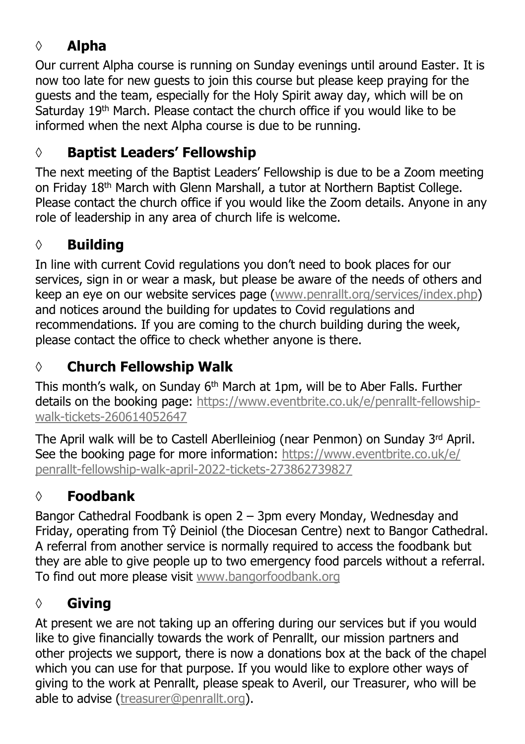## ◊ **Alpha**

Our current Alpha course is running on Sunday evenings until around Easter. It is now too late for new guests to join this course but please keep praying for the guests and the team, especially for the Holy Spirit away day, which will be on Saturday 19th March. Please contact the church office if you would like to be informed when the next Alpha course is due to be running.

## ◊ **Baptist Leaders' Fellowship**

The next meeting of the Baptist Leaders' Fellowship is due to be a Zoom meeting on Friday 18th March with Glenn Marshall, a tutor at Northern Baptist College. Please contact the church office if you would like the Zoom details. Anyone in any role of leadership in any area of church life is welcome.

## ◊ **Building**

In line with current Covid regulations you don't need to book places for our services, sign in or wear a mask, but please be aware of the needs of others and keep an eye on our website services page (www.penrallt.org/services/index.php) and notices around the building for updates to Covid regulations and recommendations. If you are coming to the church building during the week, please contact the office to check whether anyone is there.

## ◊ **Church Fellowship Walk**

This month's walk, on Sunday 6th March at 1pm, will be to Aber Falls. Further details on the booking page: https://www.eventbrite.co.uk/e/penrallt-fellowship-walk-tickets-260614052647

The April walk will be to Castell Aberlleiniog (near Penmon) on Sunday 3rd April. See the booking page for more information: https://www.eventbrite.co.uk/e/penrallt-fellowship-walk-april-2022-tickets-273862739827

## ◊ **Foodbank**

Bangor Cathedral Foodbank is open 2 – 3pm every Monday, Wednesday and Friday, operating from Tŷ Deiniol (the Diocesan Centre) next to Bangor Cathedral. A referral from another service is normally required to access the foodbank but they are able to give people up to two emergency food parcels without a referral. To find out more please visit www.bangorfoodbank.org

## ◊ **Giving**

At present we are not taking up an offering during our services but if you would like to give financially towards the work of Penrallt, our mission partners and other projects we support, there is now a donations box at the back of the chapel which you can use for that purpose. If you would like to explore other ways of giving to the work at Penrallt, please speak to Averil, our Treasurer, who will be able to advise (treasurer@penrallt.org).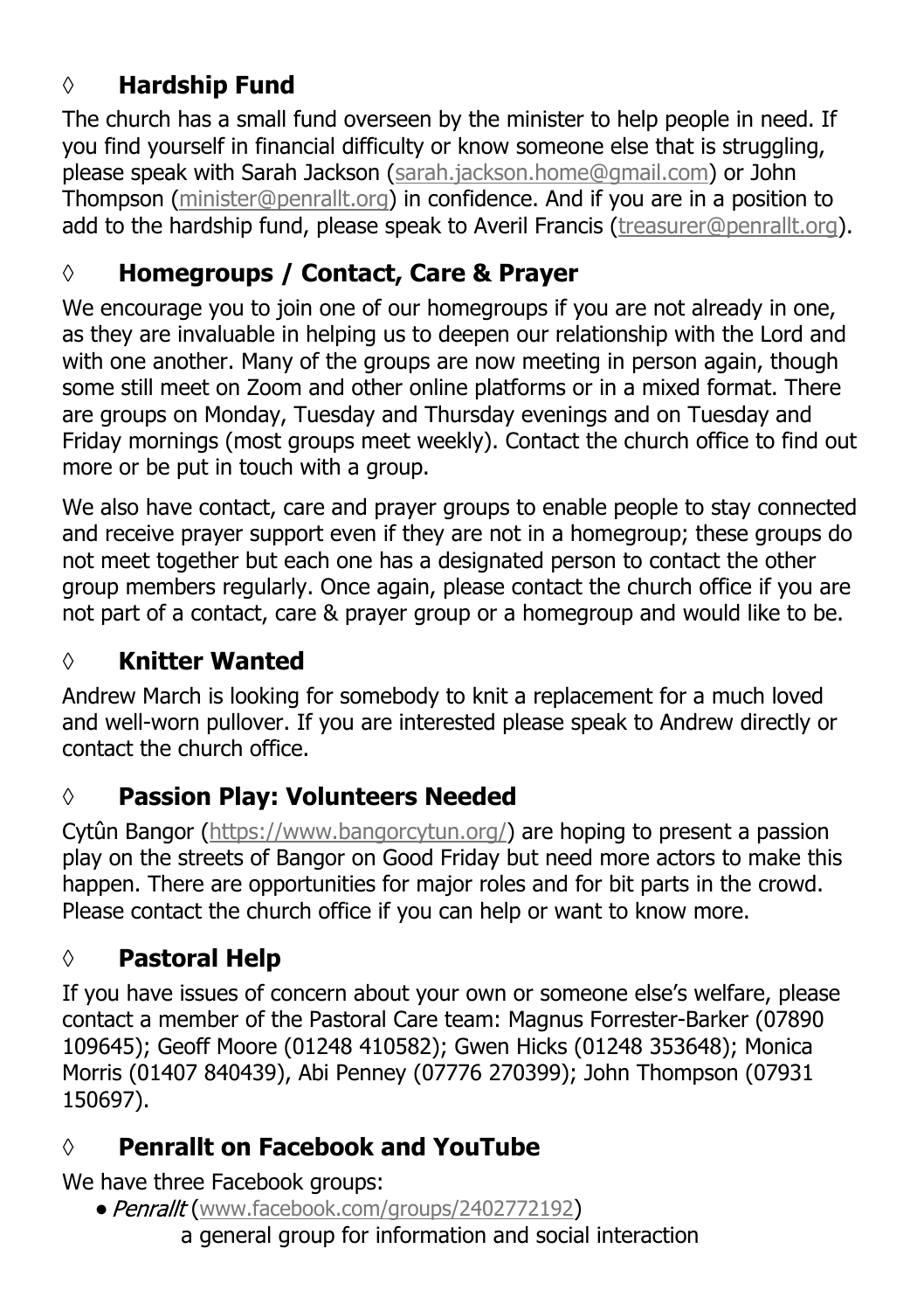## ◊ **Hardship Fund**

The church has a small fund overseen by the minister to help people in need. If you find yourself in financial difficulty or know someone else that is struggling, please speak with Sarah Jackson (sarah.jackson.home@gmail.com) or John Thompson (minister@penrallt.org) in confidence. And if you are in a position to add to the hardship fund, please speak to Averil Francis (treasurer@penrallt.org).

## ◊ **Homegroups / Contact, Care & Prayer**

We encourage you to join one of our homegroups if you are not already in one, as they are invaluable in helping us to deepen our relationship with the Lord and with one another. Many of the groups are now meeting in person again, though some still meet on Zoom and other online platforms or in a mixed format. There are groups on Monday, Tuesday and Thursday evenings and on Tuesday and Friday mornings (most groups meet weekly). Contact the church office to find out more or be put in touch with a group.

We also have contact, care and prayer groups to enable people to stay connected and receive prayer support even if they are not in a homegroup; these groups do not meet together but each one has a designated person to contact the other group members regularly. Once again, please contact the church office if you are not part of a contact, care & prayer group or a homegroup and would like to be.

## ◊ **Knitter Wanted**

Andrew March is looking for somebody to knit a replacement for a much loved and well-worn pullover. If you are interested please speak to Andrew directly or contact the church office.

## ◊ **Passion Play: Volunteers Needed**

Cytûn Bangor (https://www.bangorcytun.org/) are hoping to present a passion play on the streets of Bangor on Good Friday but need more actors to make this happen. There are opportunities for major roles and for bit parts in the crowd. Please contact the church office if you can help or want to know more.

## ◊ **Pastoral Help**

If you have issues of concern about your own or someone else's welfare, please contact a member of the Pastoral Care team: Magnus Forrester-Barker (07890 109645); Geoff Moore (01248 410582); Gwen Hicks (01248 353648); Monica Morris (01407 840439), Abi Penney (07776 270399); John Thompson (07931 150697).

## ◊ **Penrallt on Facebook and YouTube**

We have three Facebook groups:

- *Penrallt* (www.facebook.com/groups/2402772192)
  a general group for information and social interaction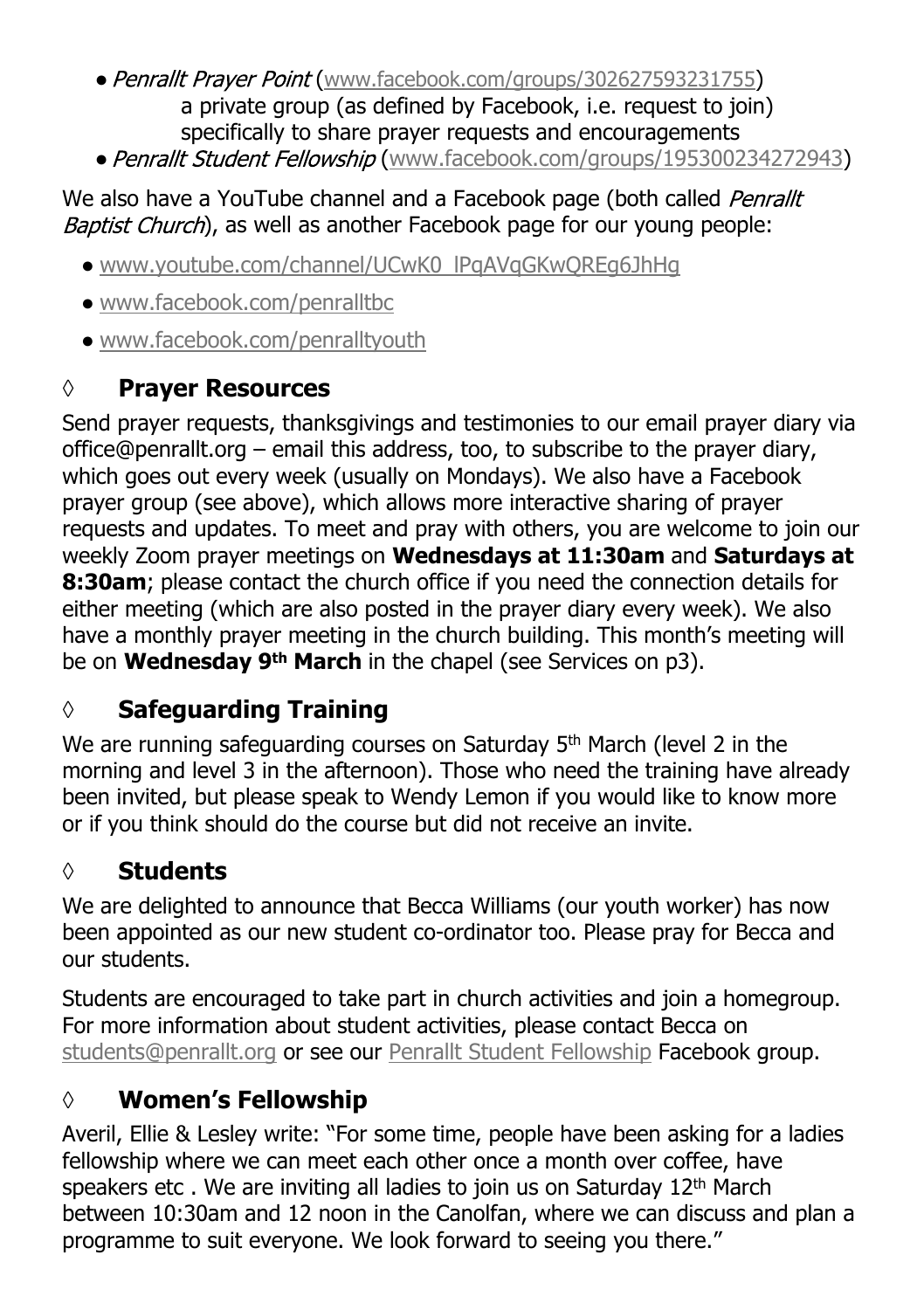- *Penrallt Prayer Point* (www.facebook.com/groups/302627593231755)
  a private group (as defined by Facebook, i.e. request to join) specifically to share prayer requests and encouragements
- *Penrallt Student Fellowship* (www.facebook.com/groups/195300234272943)

We also have a YouTube channel and a Facebook page (both called *Penrallt Baptist Church*), as well as another Facebook page for our young people:

- www.youtube.com/channel/UCwK0_lPqAVqGKwQREg6JhHg
- www.facebook.com/penralltbc
- www.facebook.com/penralltyouth

## ◊ Prayer Resources

Send prayer requests, thanksgivings and testimonies to our email prayer diary via office@penrallt.org – email this address, too, to subscribe to the prayer diary, which goes out every week (usually on Mondays). We also have a Facebook prayer group (see above), which allows more interactive sharing of prayer requests and updates. To meet and pray with others, you are welcome to join our weekly Zoom prayer meetings on **Wednesdays at 11:30am** and **Saturdays at 8:30am**; please contact the church office if you need the connection details for either meeting (which are also posted in the prayer diary every week). We also have a monthly prayer meeting in the church building. This month's meeting will be on **Wednesday 9th March** in the chapel (see Services on p3).

## ◊ Safeguarding Training

We are running safeguarding courses on Saturday 5th March (level 2 in the morning and level 3 in the afternoon). Those who need the training have already been invited, but please speak to Wendy Lemon if you would like to know more or if you think should do the course but did not receive an invite.

## ◊ Students

We are delighted to announce that Becca Williams (our youth worker) has now been appointed as our new student co-ordinator too. Please pray for Becca and our students.

Students are encouraged to take part in church activities and join a homegroup. For more information about student activities, please contact Becca on students@penrallt.org or see our Penrallt Student Fellowship Facebook group.

## ◊ Women's Fellowship

Averil, Ellie & Lesley write: "For some time, people have been asking for a ladies fellowship where we can meet each other once a month over coffee, have speakers etc . We are inviting all ladies to join us on Saturday 12th March between 10:30am and 12 noon in the Canolfan, where we can discuss and plan a programme to suit everyone. We look forward to seeing you there."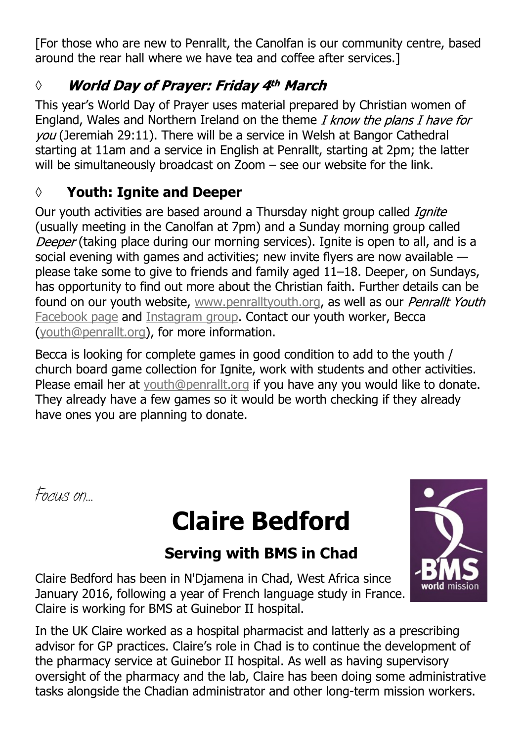[For those who are new to Penrallt, the Canolfan is our community centre, based around the rear hall where we have tea and coffee after services.]

### ◊ *World Day of Prayer: Friday 4th March*

This year's World Day of Prayer uses material prepared by Christian women of England, Wales and Northern Ireland on the theme *I know the plans I have for you* (Jeremiah 29:11). There will be a service in Welsh at Bangor Cathedral starting at 11am and a service in English at Penrallt, starting at 2pm; the latter will be simultaneously broadcast on Zoom – see our website for the link.

### ◊ Youth: Ignite and Deeper

Our youth activities are based around a Thursday night group called *Ignite* (usually meeting in the Canolfan at 7pm) and a Sunday morning group called *Deeper* (taking place during our morning services). Ignite is open to all, and is a social evening with games and activities; new invite flyers are now available — please take some to give to friends and family aged 11–18. Deeper, on Sundays, has opportunity to find out more about the Christian faith. Further details can be found on our youth website, www.penralltyouth.org, as well as our *Penrallt Youth* Facebook page and Instagram group. Contact our youth worker, Becca (youth@penrallt.org), for more information.

Becca is looking for complete games in good condition to add to the youth / church board game collection for Ignite, work with students and other activities. Please email her at youth@penrallt.org if you have any you would like to donate. They already have a few games so it would be worth checking if they already have ones you are planning to donate.

*Focus on...*

# Claire Bedford

## Serving with BMS in Chad

Claire Bedford has been in N'Djamena in Chad, West Africa since January 2016, following a year of French language study in France. Claire is working for BMS at Guinebor II hospital.

In the UK Claire worked as a hospital pharmacist and latterly as a prescribing advisor for GP practices. Claire's role in Chad is to continue the development of the pharmacy service at Guinebor II hospital. As well as having supervisory oversight of the pharmacy and the lab, Claire has been doing some administrative tasks alongside the Chadian administrator and other long-term mission workers.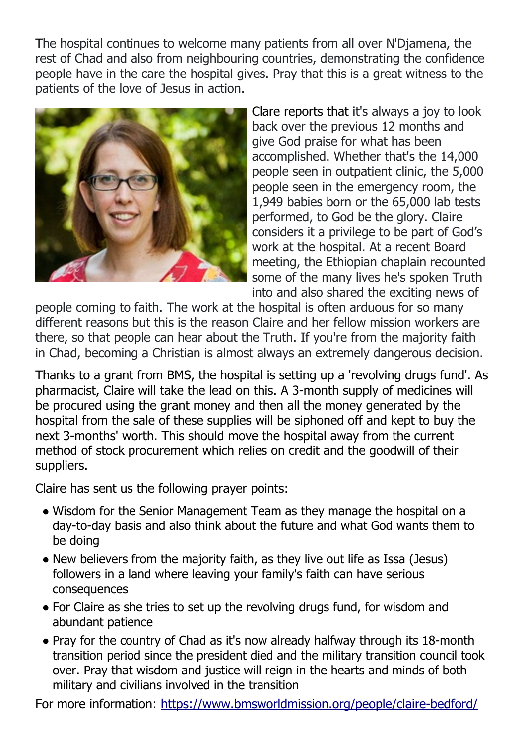The hospital continues to welcome many patients from all over N'Djamena, the rest of Chad and also from neighbouring countries, demonstrating the confidence people have in the care the hospital gives. Pray that this is a great witness to the patients of the love of Jesus in action.

Clare reports that it's always a joy to look back over the previous 12 months and give God praise for what has been accomplished. Whether that's the 14,000 people seen in outpatient clinic, the 5,000 people seen in the emergency room, the 1,949 babies born or the 65,000 lab tests performed, to God be the glory. Claire considers it a privilege to be part of God's work at the hospital. At a recent Board meeting, the Ethiopian chaplain recounted some of the many lives he's spoken Truth into and also shared the exciting news of people coming to faith. The work at the hospital is often arduous for so many different reasons but this is the reason Claire and her fellow mission workers are there, so that people can hear about the Truth. If you're from the majority faith in Chad, becoming a Christian is almost always an extremely dangerous decision.

Thanks to a grant from BMS, the hospital is setting up a 'revolving drugs fund'. As pharmacist, Claire will take the lead on this. A 3-month supply of medicines will be procured using the grant money and then all the money generated by the hospital from the sale of these supplies will be siphoned off and kept to buy the next 3-months' worth. This should move the hospital away from the current method of stock procurement which relies on credit and the goodwill of their suppliers.

Claire has sent us the following prayer points:

- Wisdom for the Senior Management Team as they manage the hospital on a day-to-day basis and also think about the future and what God wants them to be doing
- New believers from the majority faith, as they live out life as Issa (Jesus) followers in a land where leaving your family's faith can have serious consequences
- For Claire as she tries to set up the revolving drugs fund, for wisdom and abundant patience
- Pray for the country of Chad as it's now already halfway through its 18-month transition period since the president died and the military transition council took over. Pray that wisdom and justice will reign in the hearts and minds of both military and civilians involved in the transition

For more information: https://www.bmsworldmission.org/people/claire-bedford/